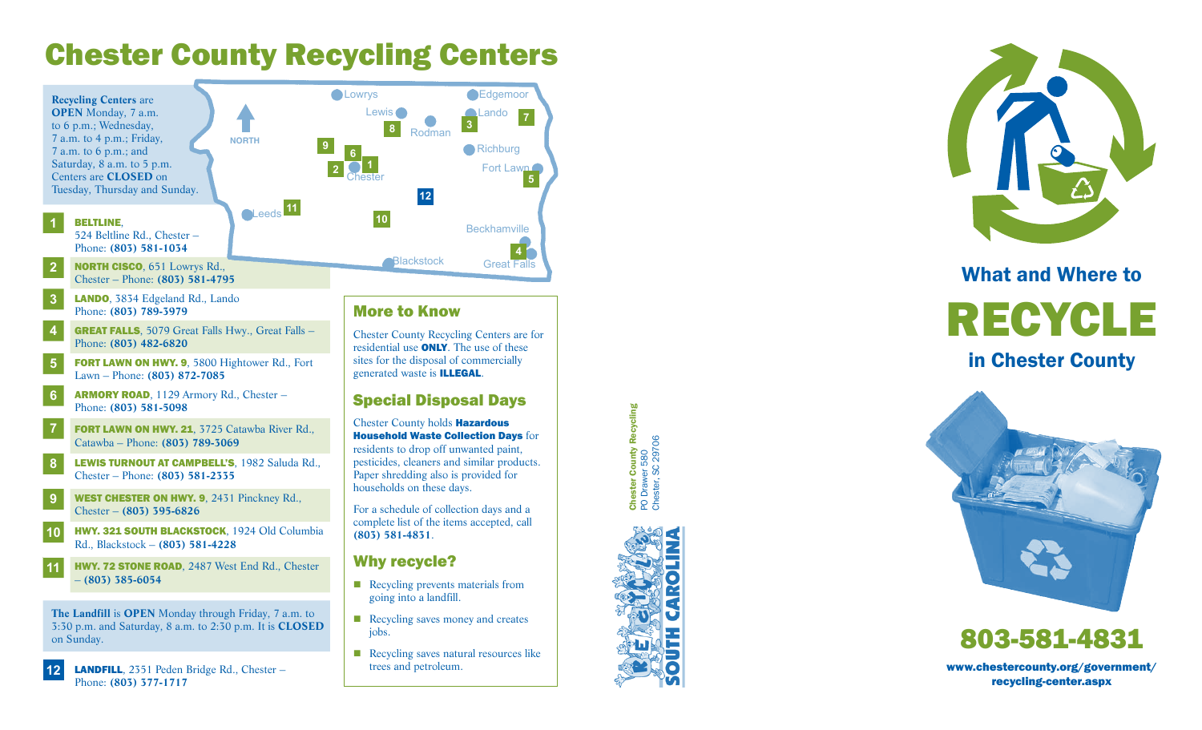# Chester County Recycling Centers

**Recycling Centers** are **OPEN** Monday, 7 a.m. to 6 p.m.; Wednesday, 7 a.m. to 4 p.m.; Friday, 7 a.m. to 6 p.m.; and Saturday, 8 a.m. to 5 p.m. Centers are **CLOSED** on Tuesday, Thursday and Sunday.

1. **BELTLINE**, 524 Beltline Rd., Chester – Phone: **(803) 581-1034**
2. **NORTH CISCO**, 651 Lowrys Rd., Chester – Phone: **(803) 581-4795**
3. **LANDO**, 3834 Edgeland Rd., Lando Phone: **(803) 789-3979**
4. **GREAT FALLS**, 5079 Great Falls Hwy., Great Falls – Phone: **(803) 482-6820**
5. **FORT LAWN ON HWY. 9**, 5800 Hightower Rd., Fort Lawn – Phone: **(803) 872-7085**
6. **ARMORY ROAD**, 1129 Armory Rd., Chester – Phone: **(803) 581-5098**
7. **FORT LAWN ON HWY. 21**, 3725 Catawba River Rd., Catawba – Phone: **(803) 789-3069**
8. **LEWIS TURNOUT AT CAMPBELL'S**, 1982 Saluda Rd., Chester – Phone: **(803) 581-2335**
9. **WEST CHESTER ON HWY. 9**, 2431 Pinckney Rd., Chester – **(803) 395-6826**
10. **HWY. 321 SOUTH BLACKSTOCK**, 1924 Old Columbia Rd., Blackstock – **(803) 581-4228**
11. **HWY. 72 STONE ROAD**, 2487 West End Rd., Chester – **(803) 385-6054**

**The Landfill** is **OPEN** Monday through Friday, 7 a.m. to 3:30 p.m. and Saturday, 8 a.m. to 2:30 p.m. It is **CLOSED** on Sunday.

12. **LANDFILL**, 2351 Peden Bridge Rd., Chester – Phone: **(803) 377-1717**

## More to Know

Chester County Recycling Centers are for residential use **ONLY**. The use of these sites for the disposal of commercially generated waste is **ILLEGAL**.

## Special Disposal Days

Chester County holds **Hazardous Household Waste Collection Days** for residents to drop off unwanted paint, pesticides, cleaners and similar products. Paper shredding also is provided for households on these days.

For a schedule of collection days and a complete list of the items accepted, call **(803) 581-4831**.

## Why recycle?

- Recycling prevents materials from going into a landfill.
- Recycling saves money and creates jobs.
- Recycling saves natural resources like trees and petroleum.

**Chester County Recycling**
PO Drawer 580
Chester, SC 29706

RECYCLE SOUTH CAROLINA

## What and Where to RECYCLE in Chester County

**803-581-4831**

**www.chestercounty.org/government/recycling-center.aspx**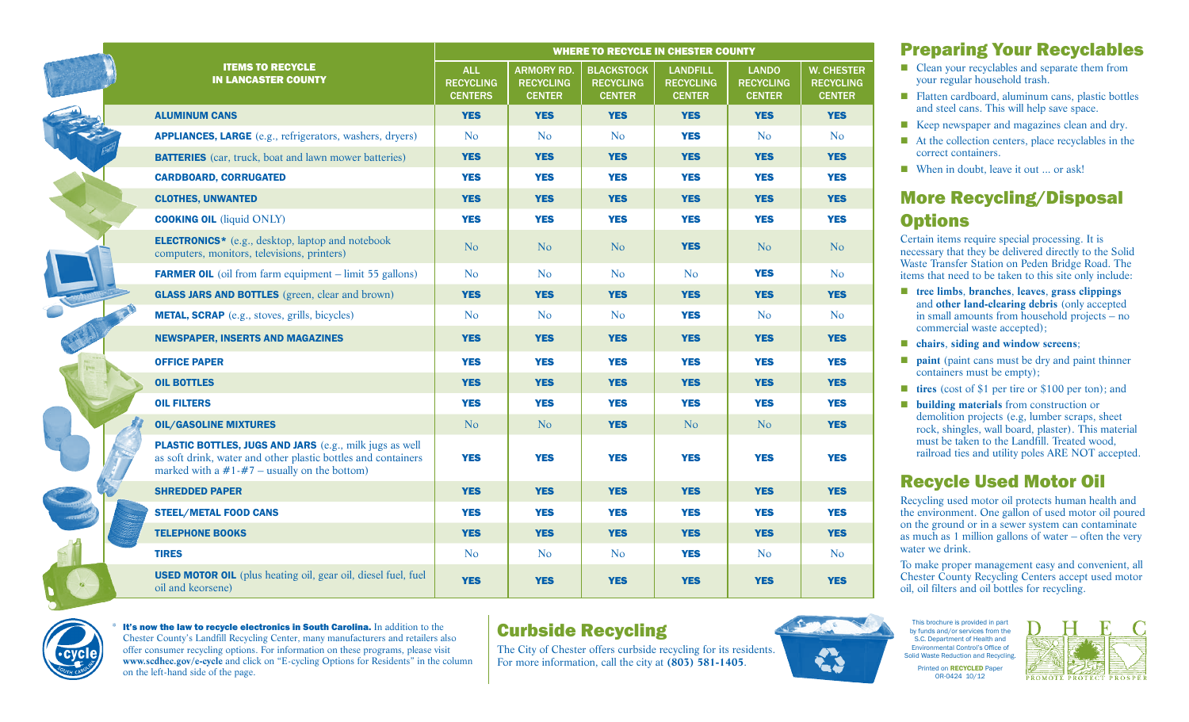| ITEMS TO RECYCLE IN LANCASTER COUNTY | WHERE TO RECYCLE IN CHESTER COUNTY | | | | | |
|---|---|---|---|---|---|---|
| | ALL RECYCLING CENTERS | ARMORY RD. RECYCLING CENTER | BLACKSTOCK RECYCLING CENTER | LANDFILL RECYCLING CENTER | LANDO RECYCLING CENTER | W. CHESTER RECYCLING CENTER |
| **ALUMINUM CANS** | **YES** | **YES** | **YES** | **YES** | **YES** | **YES** |
| **APPLIANCES, LARGE** (e.g., refrigerators, washers, dryers) | No | No | No | **YES** | No | No |
| **BATTERIES** (car, truck, boat and lawn mower batteries) | **YES** | **YES** | **YES** | **YES** | **YES** | **YES** |
| **CARDBOARD, CORRUGATED** | **YES** | **YES** | **YES** | **YES** | **YES** | **YES** |
| **CLOTHES, UNWANTED** | **YES** | **YES** | **YES** | **YES** | **YES** | **YES** |
| **COOKING OIL** (liquid ONLY) | **YES** | **YES** | **YES** | **YES** | **YES** | **YES** |
| **ELECTRONICS*** (e.g., desktop, laptop and notebook computers, monitors, televisions, printers) | No | No | No | **YES** | No | No |
| **FARMER OIL** (oil from farm equipment – limit 55 gallons) | No | No | No | No | **YES** | No |
| **GLASS JARS AND BOTTLES** (green, clear and brown) | **YES** | **YES** | **YES** | **YES** | **YES** | **YES** |
| **METAL, SCRAP** (e.g., stoves, grills, bicycles) | No | No | No | **YES** | No | No |
| **NEWSPAPER, INSERTS AND MAGAZINES** | **YES** | **YES** | **YES** | **YES** | **YES** | **YES** |
| **OFFICE PAPER** | **YES** | **YES** | **YES** | **YES** | **YES** | **YES** |
| **OIL BOTTLES** | **YES** | **YES** | **YES** | **YES** | **YES** | **YES** |
| **OIL FILTERS** | **YES** | **YES** | **YES** | **YES** | **YES** | **YES** |
| **OIL/GASOLINE MIXTURES** | No | No | **YES** | No | No | **YES** |
| **PLASTIC BOTTLES, JUGS AND JARS** (e.g., milk jugs as well as soft drink, water and other plastic bottles and containers marked with a #1-#7 – usually on the bottom) | **YES** | **YES** | **YES** | **YES** | **YES** | **YES** |
| **SHREDDED PAPER** | **YES** | **YES** | **YES** | **YES** | **YES** | **YES** |
| **STEEL/METAL FOOD CANS** | **YES** | **YES** | **YES** | **YES** | **YES** | **YES** |
| **TELEPHONE BOOKS** | **YES** | **YES** | **YES** | **YES** | **YES** | **YES** |
| **TIRES** | No | No | No | **YES** | No | No |
| **USED MOTOR OIL** (plus heating oil, gear oil, diesel fuel, fuel oil and kerosene) | **YES** | **YES** | **YES** | **YES** | **YES** | **YES** |

\* **It's now the law to recycle electronics in South Carolina.** In addition to the Chester County's Landfill Recycling Center, many manufacturers and retailers also offer consumer recycling options. For information on these programs, please visit **www.scdhec.gov/e-cycle** and click on "E-cycling Options for Residents" in the column on the left-hand side of the page.

## Curbside Recycling

The City of Chester offers curbside recycling for its residents. For more information, call the city at **(803) 581-1405**.

## Preparing Your Recyclables

- Clean your recyclables and separate them from your regular household trash.
- Flatten cardboard, aluminum cans, plastic bottles and steel cans. This will help save space.
- Keep newspaper and magazines clean and dry.
- At the collection centers, place recyclables in the correct containers.
- When in doubt, leave it out ... or ask!

## More Recycling/Disposal Options

Certain items require special processing. It is necessary that they be delivered directly to the Solid Waste Transfer Station on Peden Bridge Road. The items that need to be taken to this site only include:

- **tree limbs**, **branches**, **leaves**, **grass clippings** and **other land-clearing debris** (only accepted in small amounts from household projects – no commercial waste accepted);
- **chairs**, **siding and window screens**;
- **paint** (paint cans must be dry and paint thinner containers must be empty);
- **tires** (cost of $1 per tire or $100 per ton); and
- **building materials** from construction or demolition projects (e.g, lumber scraps, sheet rock, shingles, wall board, plaster). This material must be taken to the Landfill. Treated wood, railroad ties and utility poles ARE NOT accepted.

## Recycle Used Motor Oil

Recycling used motor oil protects human health and the environment. One gallon of used motor oil poured on the ground or in a sewer system can contaminate as much as 1 million gallons of water – often the very water we drink.

To make proper management easy and convenient, all Chester County Recycling Centers accept used motor oil, oil filters and oil bottles for recycling.

This brochure is provided in part by funds and/or services from the S.C. Department of Health and Environmental Control's Office of Solid Waste Reduction and Recycling.

Printed on **RECYCLED** Paper
OR-0424 10/12